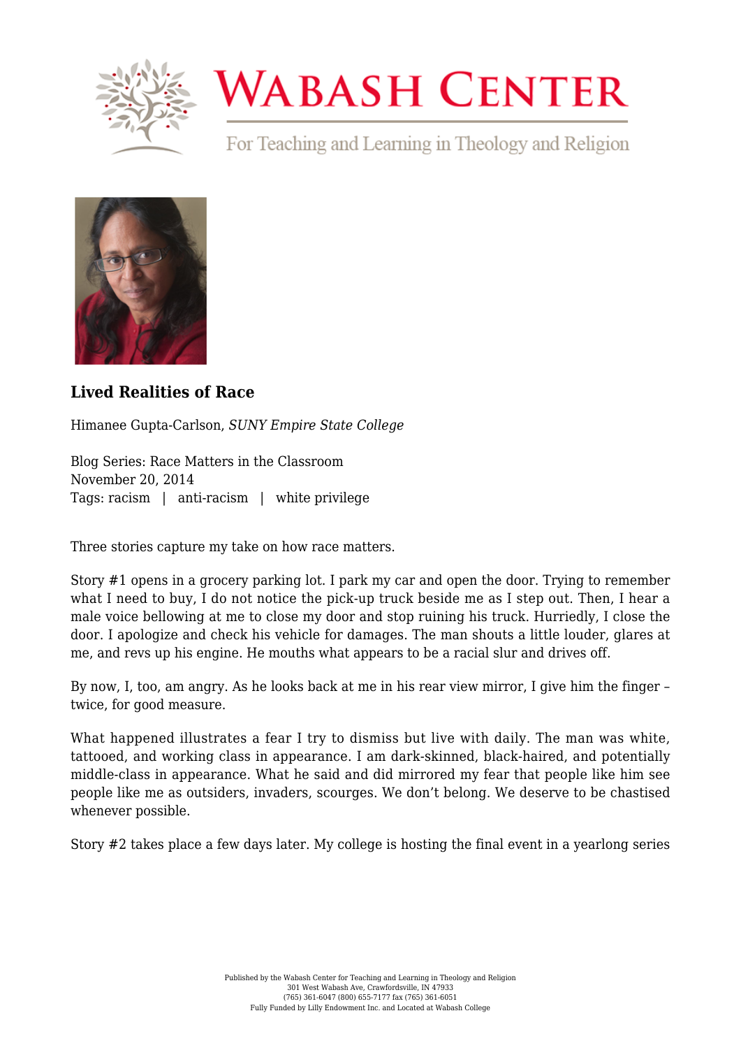# Wabash Center

For Teaching and Learning in Theology and Religion

### Lived Realities of Race

Himanee Gupta-Carlson, *SUNY Empire State College*

Blog Series: Race Matters in the Classroom
November 20, 2014
Tags: racism | anti-racism | white privilege

Three stories capture my take on how race matters.

Story #1 opens in a grocery parking lot. I park my car and open the door. Trying to remember what I need to buy, I do not notice the pick-up truck beside me as I step out. Then, I hear a male voice bellowing at me to close my door and stop ruining his truck. Hurriedly, I close the door. I apologize and check his vehicle for damages. The man shouts a little louder, glares at me, and revs up his engine. He mouths what appears to be a racial slur and drives off.

By now, I, too, am angry. As he looks back at me in his rear view mirror, I give him the finger – twice, for good measure.

What happened illustrates a fear I try to dismiss but live with daily. The man was white, tattooed, and working class in appearance. I am dark-skinned, black-haired, and potentially middle-class in appearance. What he said and did mirrored my fear that people like him see people like me as outsiders, invaders, scourges. We don't belong. We deserve to be chastised whenever possible.

Story #2 takes place a few days later. My college is hosting the final event in a yearlong series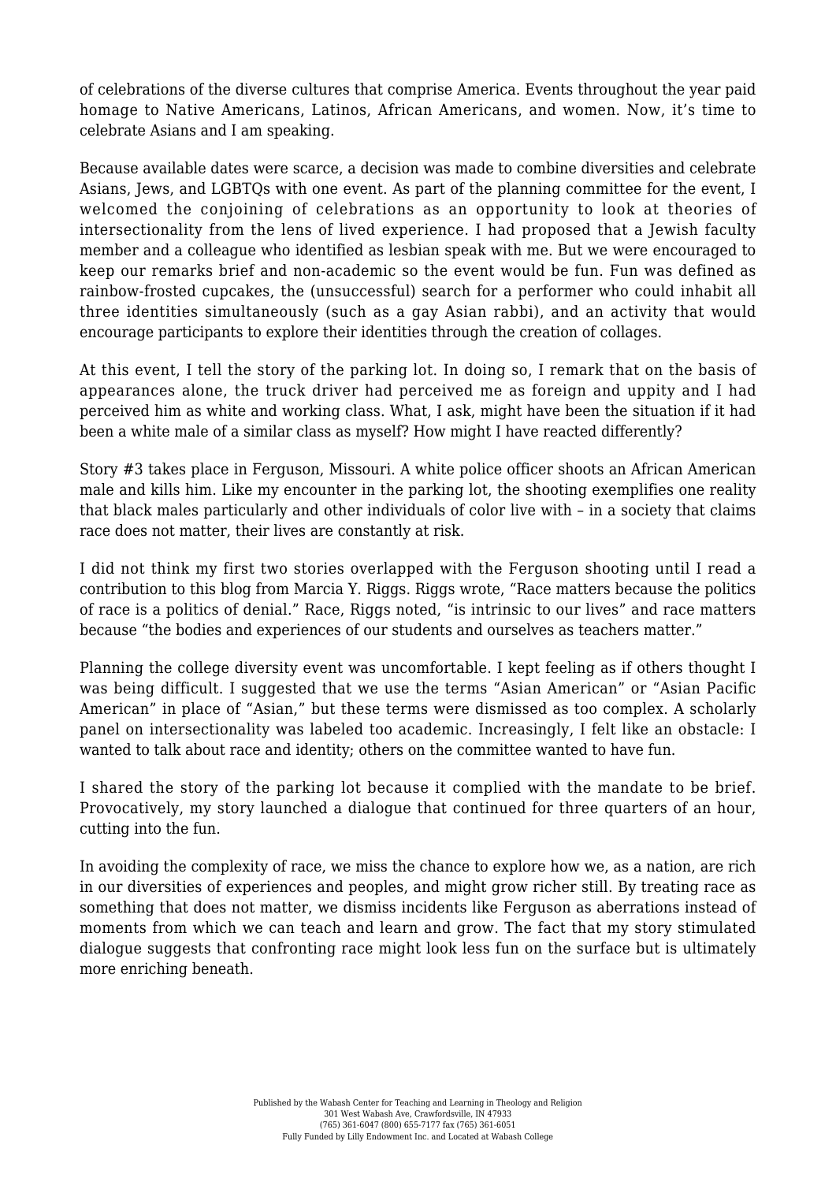of celebrations of the diverse cultures that comprise America. Events throughout the year paid homage to Native Americans, Latinos, African Americans, and women. Now, it's time to celebrate Asians and I am speaking.

Because available dates were scarce, a decision was made to combine diversities and celebrate Asians, Jews, and LGBTQs with one event. As part of the planning committee for the event, I welcomed the conjoining of celebrations as an opportunity to look at theories of intersectionality from the lens of lived experience. I had proposed that a Jewish faculty member and a colleague who identified as lesbian speak with me. But we were encouraged to keep our remarks brief and non-academic so the event would be fun. Fun was defined as rainbow-frosted cupcakes, the (unsuccessful) search for a performer who could inhabit all three identities simultaneously (such as a gay Asian rabbi), and an activity that would encourage participants to explore their identities through the creation of collages.

At this event, I tell the story of the parking lot. In doing so, I remark that on the basis of appearances alone, the truck driver had perceived me as foreign and uppity and I had perceived him as white and working class. What, I ask, might have been the situation if it had been a white male of a similar class as myself? How might I have reacted differently?

Story #3 takes place in Ferguson, Missouri. A white police officer shoots an African American male and kills him. Like my encounter in the parking lot, the shooting exemplifies one reality that black males particularly and other individuals of color live with – in a society that claims race does not matter, their lives are constantly at risk.

I did not think my first two stories overlapped with the Ferguson shooting until I read a contribution to this blog from Marcia Y. Riggs. Riggs wrote, "Race matters because the politics of race is a politics of denial." Race, Riggs noted, "is intrinsic to our lives" and race matters because "the bodies and experiences of our students and ourselves as teachers matter."

Planning the college diversity event was uncomfortable. I kept feeling as if others thought I was being difficult. I suggested that we use the terms "Asian American" or "Asian Pacific American" in place of "Asian," but these terms were dismissed as too complex. A scholarly panel on intersectionality was labeled too academic. Increasingly, I felt like an obstacle: I wanted to talk about race and identity; others on the committee wanted to have fun.

I shared the story of the parking lot because it complied with the mandate to be brief. Provocatively, my story launched a dialogue that continued for three quarters of an hour, cutting into the fun.

In avoiding the complexity of race, we miss the chance to explore how we, as a nation, are rich in our diversities of experiences and peoples, and might grow richer still. By treating race as something that does not matter, we dismiss incidents like Ferguson as aberrations instead of moments from which we can teach and learn and grow. The fact that my story stimulated dialogue suggests that confronting race might look less fun on the surface but is ultimately more enriching beneath.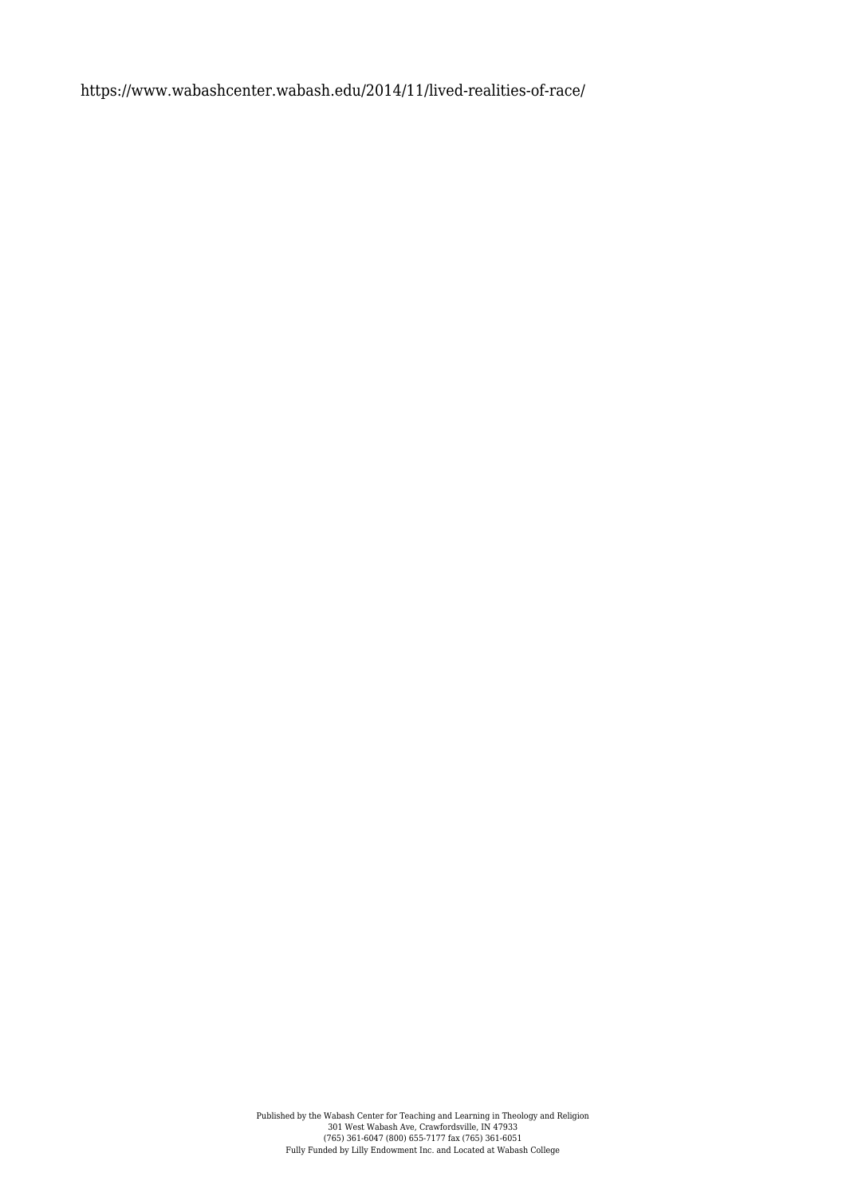https://www.wabashcenter.wabash.edu/2014/11/lived-realities-of-race/

Published by the Wabash Center for Teaching and Learning in Theology and Religion
301 West Wabash Ave, Crawfordsville, IN 47933
(765) 361-6047 (800) 655-7177 fax (765) 361-6051
Fully Funded by Lilly Endowment Inc. and Located at Wabash College